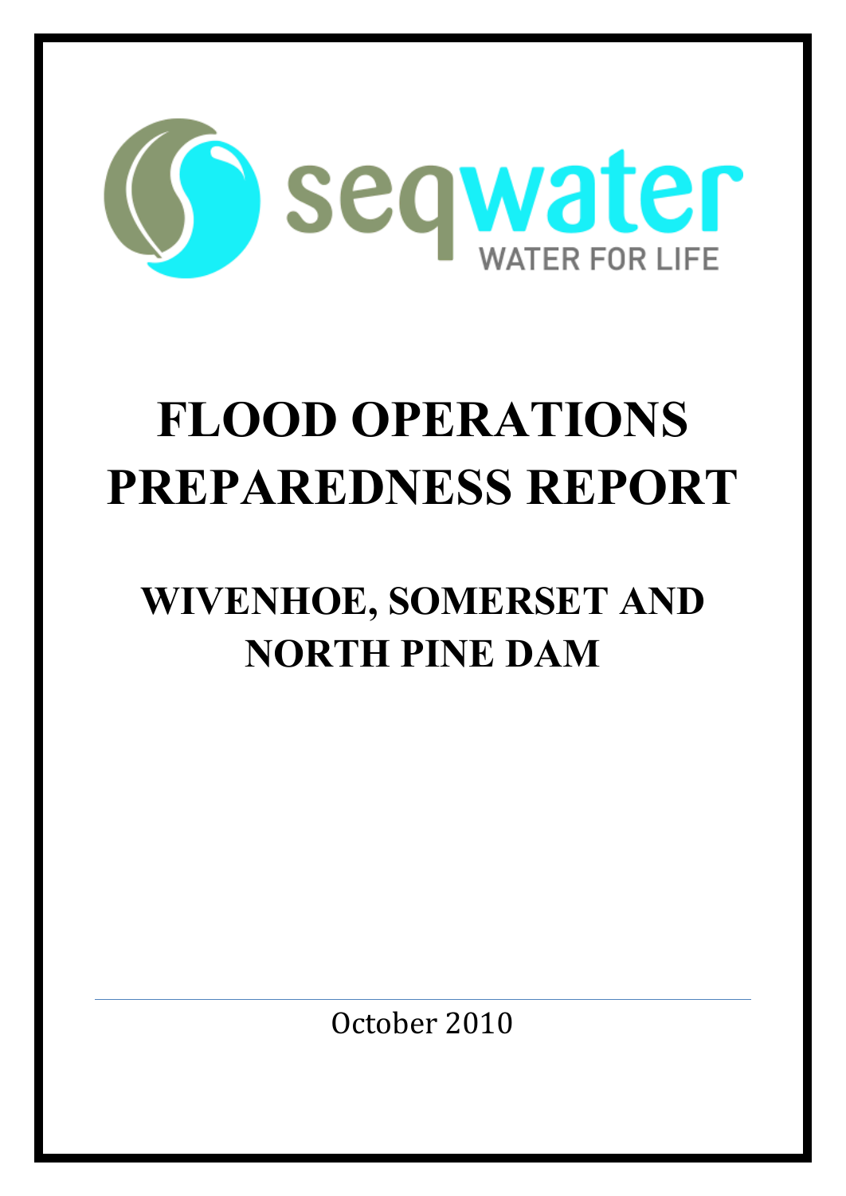seqwater

WATER FOR LIFE

# FLOOD OPERATIONS PREPAREDNESS REPORT

## WIVENHOE, SOMERSET AND NORTH PINE DAM

October 2010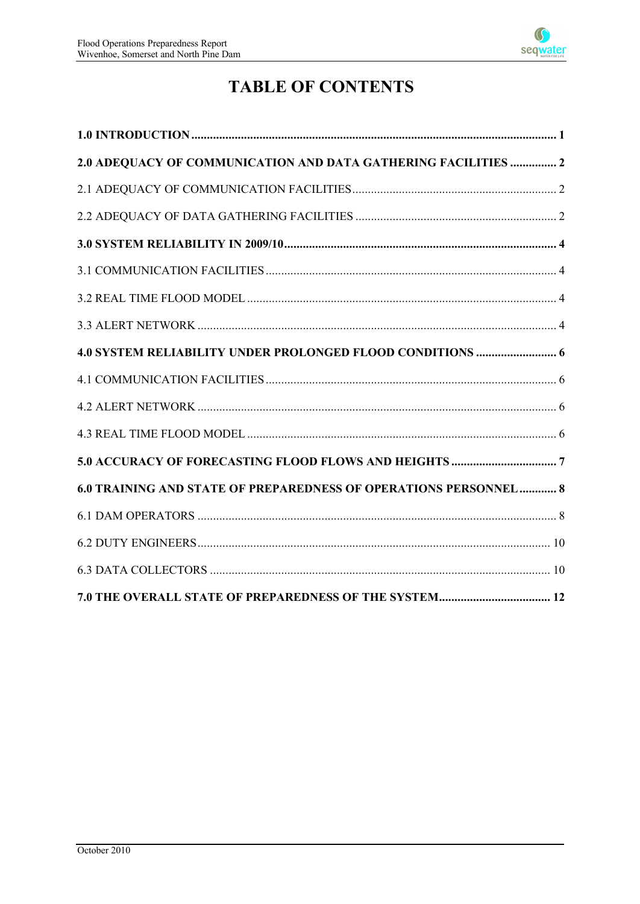# TABLE OF CONTENTS

**1.0 INTRODUCTION ..... 1**

**2.0 ADEQUACY OF COMMUNICATION AND DATA GATHERING FACILITIES ..... 2**

2.1 ADEQUACY OF COMMUNICATION FACILITIES ..... 2

2.2 ADEQUACY OF DATA GATHERING FACILITIES ..... 2

**3.0 SYSTEM RELIABILITY IN 2009/10 ..... 4**

3.1 COMMUNICATION FACILITIES ..... 4

3.2 REAL TIME FLOOD MODEL ..... 4

3.3 ALERT NETWORK ..... 4

**4.0 SYSTEM RELIABILITY UNDER PROLONGED FLOOD CONDITIONS ..... 6**

4.1 COMMUNICATION FACILITIES ..... 6

4.2 ALERT NETWORK ..... 6

4.3 REAL TIME FLOOD MODEL ..... 6

**5.0 ACCURACY OF FORECASTING FLOOD FLOWS AND HEIGHTS ..... 7**

**6.0 TRAINING AND STATE OF PREPAREDNESS OF OPERATIONS PERSONNEL ..... 8**

6.1 DAM OPERATORS ..... 8

6.2 DUTY ENGINEERS ..... 10

6.3 DATA COLLECTORS ..... 10

**7.0 THE OVERALL STATE OF PREPAREDNESS OF THE SYSTEM ..... 12**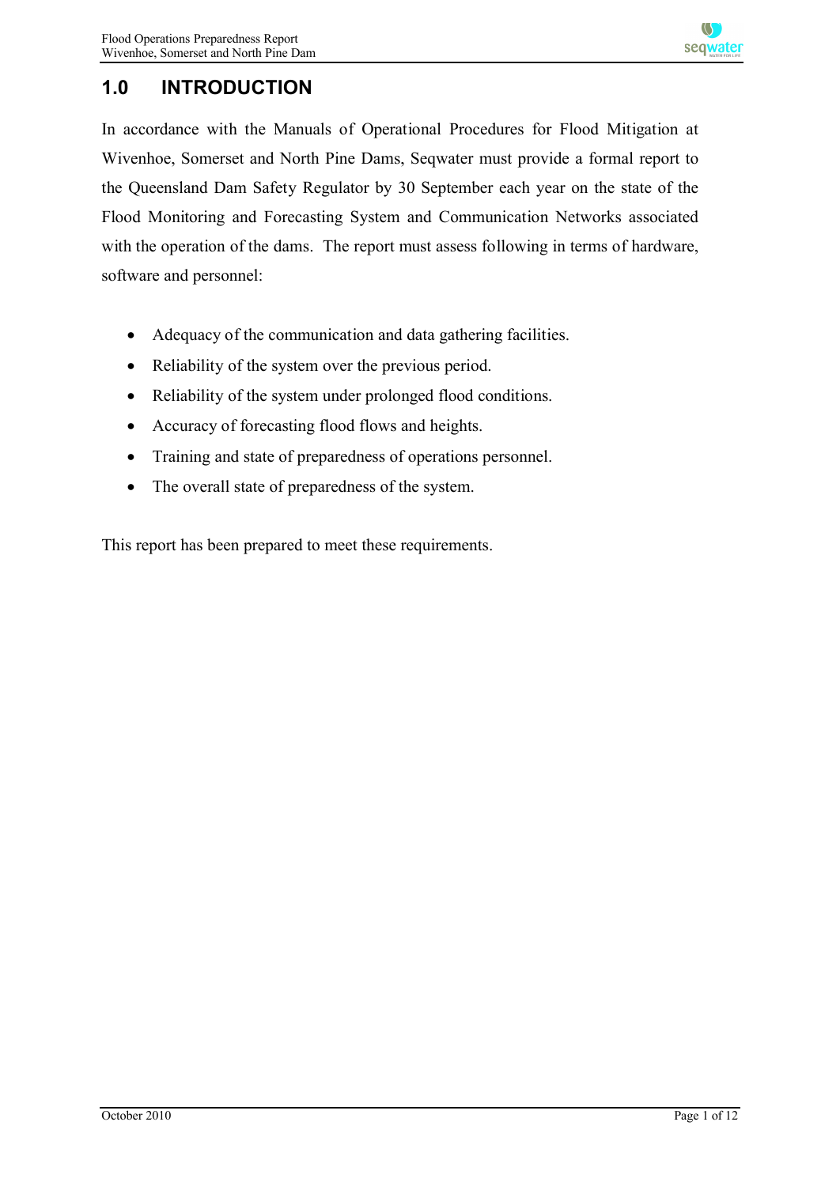# 1.0 INTRODUCTION

In accordance with the Manuals of Operational Procedures for Flood Mitigation at Wivenhoe, Somerset and North Pine Dams, Seqwater must provide a formal report to the Queensland Dam Safety Regulator by 30 September each year on the state of the Flood Monitoring and Forecasting System and Communication Networks associated with the operation of the dams. The report must assess following in terms of hardware, software and personnel:

- Adequacy of the communication and data gathering facilities.
- Reliability of the system over the previous period.
- Reliability of the system under prolonged flood conditions.
- Accuracy of forecasting flood flows and heights.
- Training and state of preparedness of operations personnel.
- The overall state of preparedness of the system.

This report has been prepared to meet these requirements.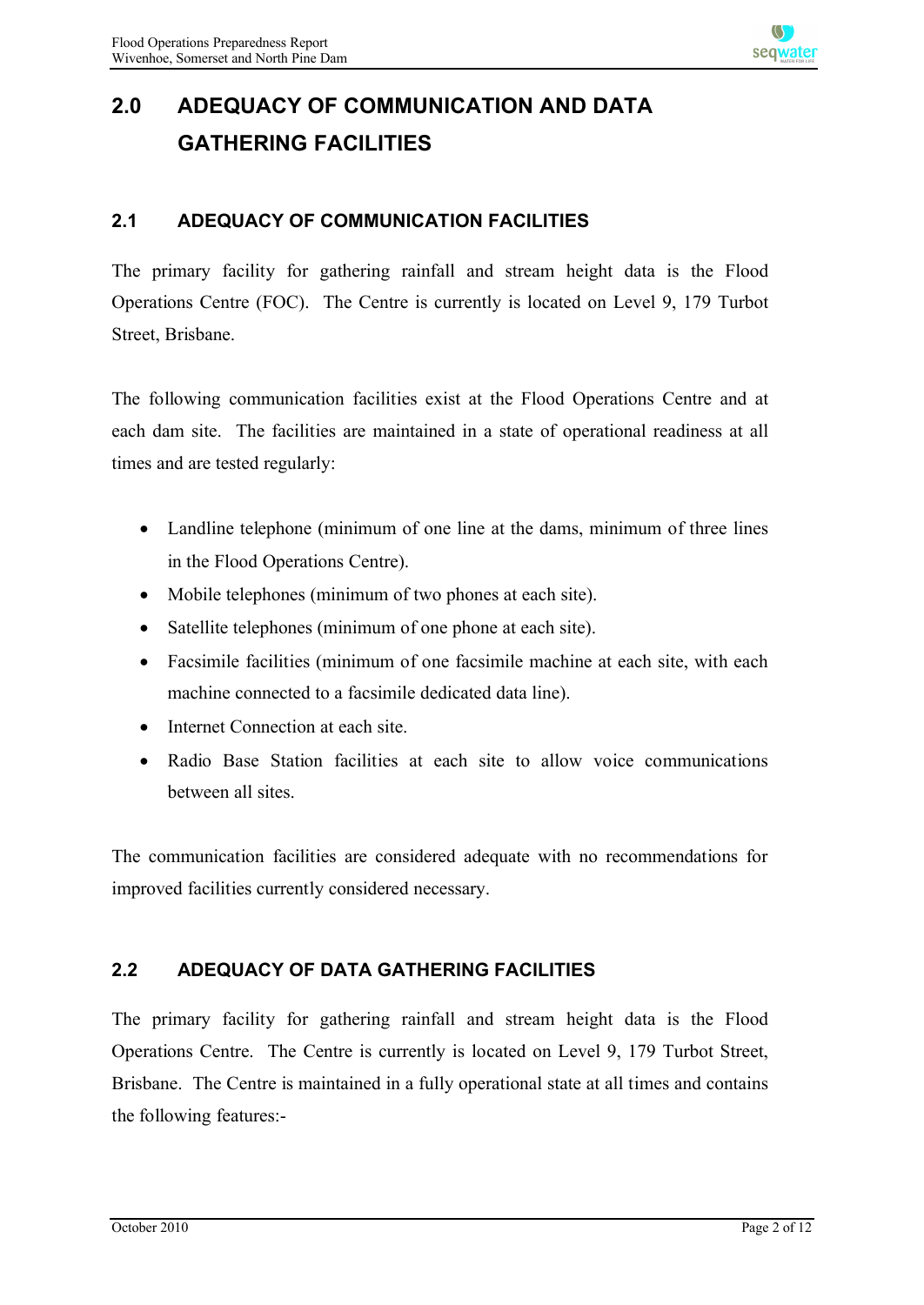# 2.0 ADEQUACY OF COMMUNICATION AND DATA GATHERING FACILITIES

## 2.1 ADEQUACY OF COMMUNICATION FACILITIES

The primary facility for gathering rainfall and stream height data is the Flood Operations Centre (FOC). The Centre is currently is located on Level 9, 179 Turbot Street, Brisbane.

The following communication facilities exist at the Flood Operations Centre and at each dam site. The facilities are maintained in a state of operational readiness at all times and are tested regularly:

- Landline telephone (minimum of one line at the dams, minimum of three lines in the Flood Operations Centre).
- Mobile telephones (minimum of two phones at each site).
- Satellite telephones (minimum of one phone at each site).
- Facsimile facilities (minimum of one facsimile machine at each site, with each machine connected to a facsimile dedicated data line).
- Internet Connection at each site.
- Radio Base Station facilities at each site to allow voice communications between all sites.

The communication facilities are considered adequate with no recommendations for improved facilities currently considered necessary.

## 2.2 ADEQUACY OF DATA GATHERING FACILITIES

The primary facility for gathering rainfall and stream height data is the Flood Operations Centre. The Centre is currently is located on Level 9, 179 Turbot Street, Brisbane. The Centre is maintained in a fully operational state at all times and contains the following features:-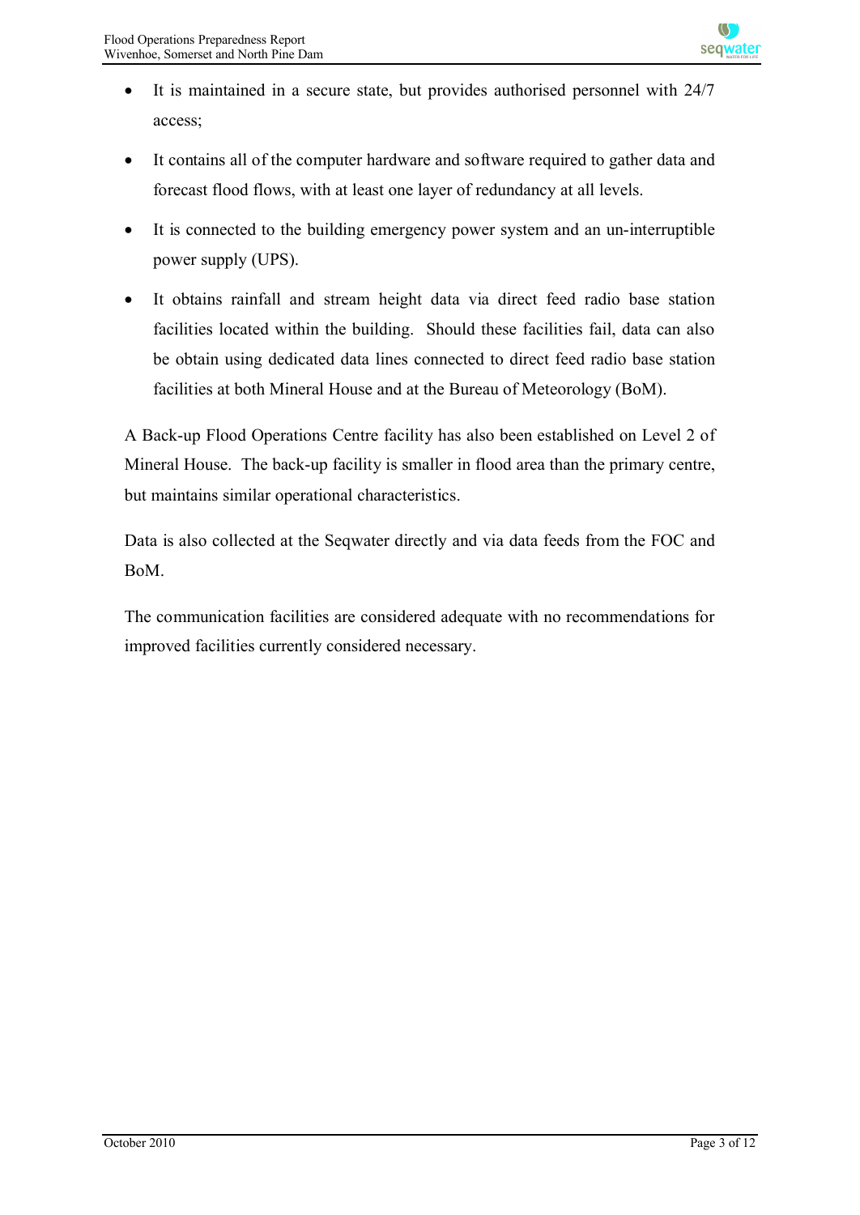- It is maintained in a secure state, but provides authorised personnel with 24/7 access;
- It contains all of the computer hardware and software required to gather data and forecast flood flows, with at least one layer of redundancy at all levels.
- It is connected to the building emergency power system and an un-interruptible power supply (UPS).
- It obtains rainfall and stream height data via direct feed radio base station facilities located within the building. Should these facilities fail, data can also be obtain using dedicated data lines connected to direct feed radio base station facilities at both Mineral House and at the Bureau of Meteorology (BoM).

A Back-up Flood Operations Centre facility has also been established on Level 2 of Mineral House. The back-up facility is smaller in flood area than the primary centre, but maintains similar operational characteristics.

Data is also collected at the Seqwater directly and via data feeds from the FOC and BoM.

The communication facilities are considered adequate with no recommendations for improved facilities currently considered necessary.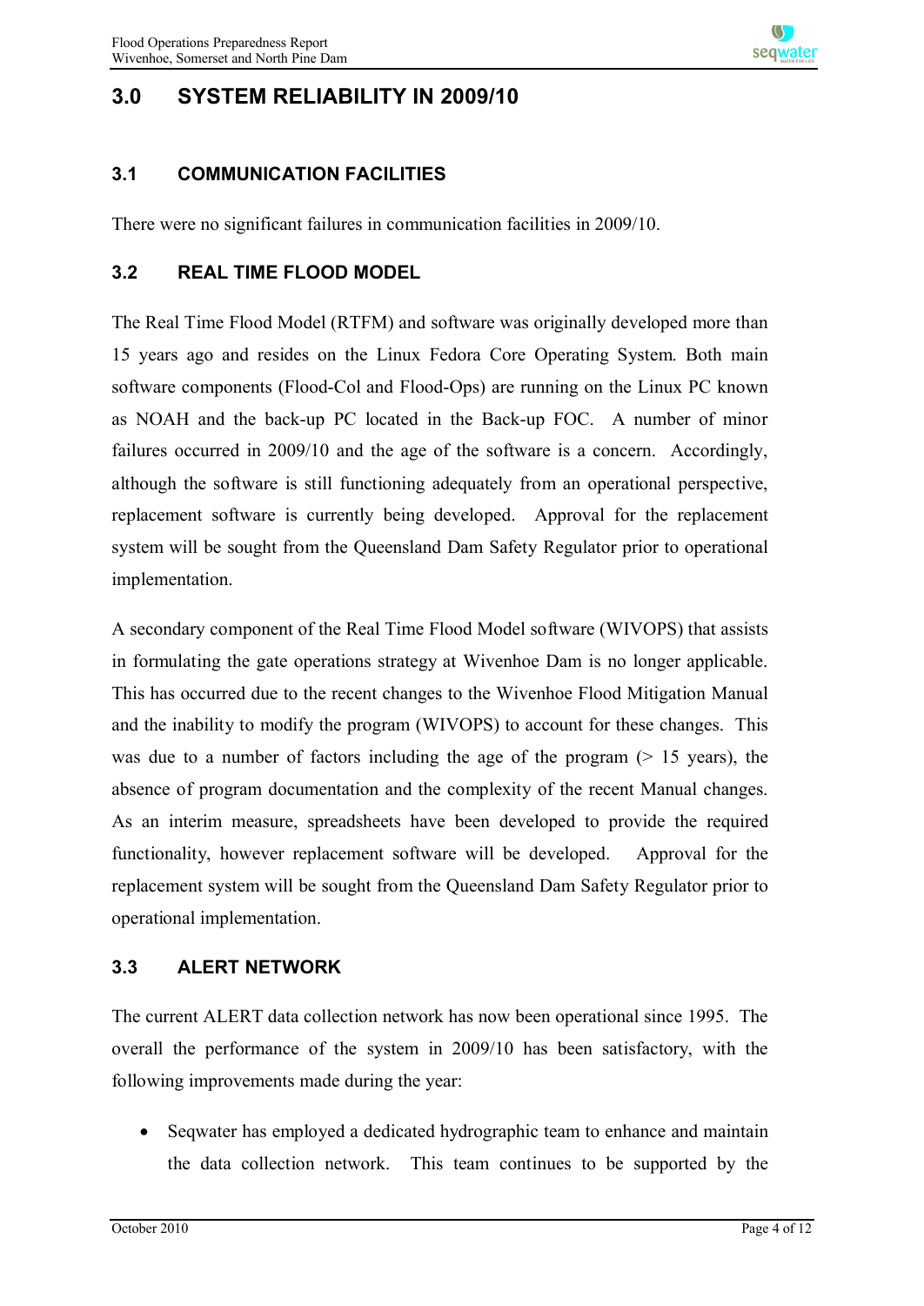# 3.0 SYSTEM RELIABILITY IN 2009/10

## 3.1 COMMUNICATION FACILITIES

There were no significant failures in communication facilities in 2009/10.

## 3.2 REAL TIME FLOOD MODEL

The Real Time Flood Model (RTFM) and software was originally developed more than 15 years ago and resides on the Linux Fedora Core Operating System. Both main software components (Flood-Col and Flood-Ops) are running on the Linux PC known as NOAH and the back-up PC located in the Back-up FOC. A number of minor failures occurred in 2009/10 and the age of the software is a concern. Accordingly, although the software is still functioning adequately from an operational perspective, replacement software is currently being developed. Approval for the replacement system will be sought from the Queensland Dam Safety Regulator prior to operational implementation.

A secondary component of the Real Time Flood Model software (WIVOPS) that assists in formulating the gate operations strategy at Wivenhoe Dam is no longer applicable. This has occurred due to the recent changes to the Wivenhoe Flood Mitigation Manual and the inability to modify the program (WIVOPS) to account for these changes. This was due to a number of factors including the age of the program (> 15 years), the absence of program documentation and the complexity of the recent Manual changes. As an interim measure, spreadsheets have been developed to provide the required functionality, however replacement software will be developed. Approval for the replacement system will be sought from the Queensland Dam Safety Regulator prior to operational implementation.

## 3.3 ALERT NETWORK

The current ALERT data collection network has now been operational since 1995. The overall the performance of the system in 2009/10 has been satisfactory, with the following improvements made during the year:

- Seqwater has employed a dedicated hydrographic team to enhance and maintain the data collection network. This team continues to be supported by the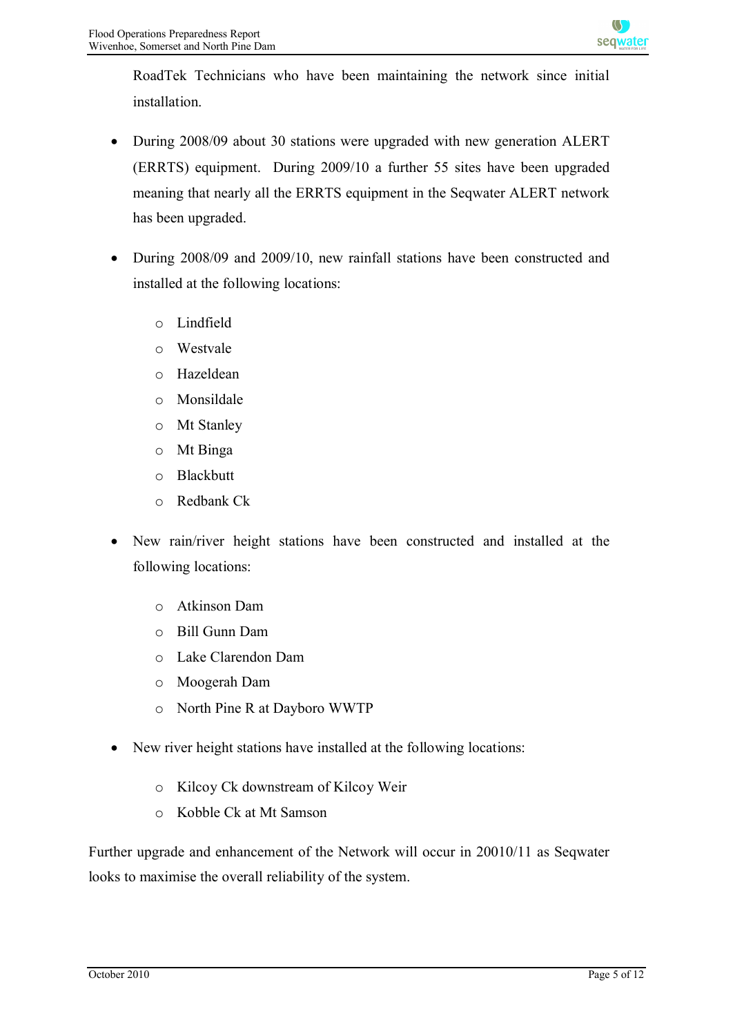RoadTek Technicians who have been maintaining the network since initial installation.

- During 2008/09 about 30 stations were upgraded with new generation ALERT (ERRTS) equipment. During 2009/10 a further 55 sites have been upgraded meaning that nearly all the ERRTS equipment in the Seqwater ALERT network has been upgraded.

- During 2008/09 and 2009/10, new rainfall stations have been constructed and installed at the following locations:

  - Lindfield
  - Westvale
  - Hazeldean
  - Monsildale
  - Mt Stanley
  - Mt Binga
  - Blackbutt
  - Redbank Ck

- New rain/river height stations have been constructed and installed at the following locations:

  - Atkinson Dam
  - Bill Gunn Dam
  - Lake Clarendon Dam
  - Moogerah Dam
  - North Pine R at Dayboro WWTP

- New river height stations have installed at the following locations:

  - Kilcoy Ck downstream of Kilcoy Weir
  - Kobble Ck at Mt Samson

Further upgrade and enhancement of the Network will occur in 20010/11 as Seqwater looks to maximise the overall reliability of the system.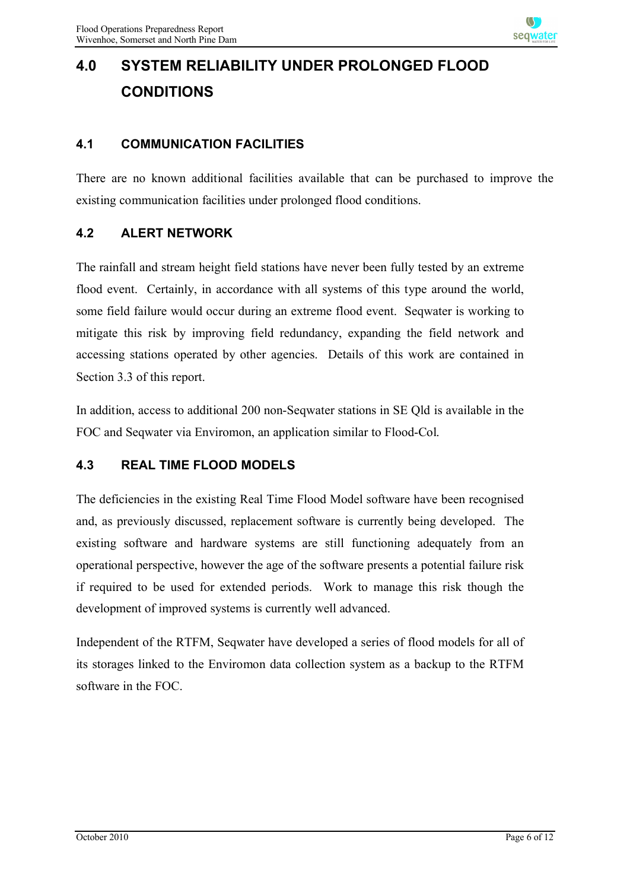# 4.0 SYSTEM RELIABILITY UNDER PROLONGED FLOOD CONDITIONS

## 4.1 COMMUNICATION FACILITIES

There are no known additional facilities available that can be purchased to improve the existing communication facilities under prolonged flood conditions.

## 4.2 ALERT NETWORK

The rainfall and stream height field stations have never been fully tested by an extreme flood event. Certainly, in accordance with all systems of this type around the world, some field failure would occur during an extreme flood event. Seqwater is working to mitigate this risk by improving field redundancy, expanding the field network and accessing stations operated by other agencies. Details of this work are contained in Section 3.3 of this report.

In addition, access to additional 200 non-Seqwater stations in SE Qld is available in the FOC and Seqwater via Enviromon, an application similar to Flood-Col.

## 4.3 REAL TIME FLOOD MODELS

The deficiencies in the existing Real Time Flood Model software have been recognised and, as previously discussed, replacement software is currently being developed. The existing software and hardware systems are still functioning adequately from an operational perspective, however the age of the software presents a potential failure risk if required to be used for extended periods. Work to manage this risk though the development of improved systems is currently well advanced.

Independent of the RTFM, Seqwater have developed a series of flood models for all of its storages linked to the Enviromon data collection system as a backup to the RTFM software in the FOC.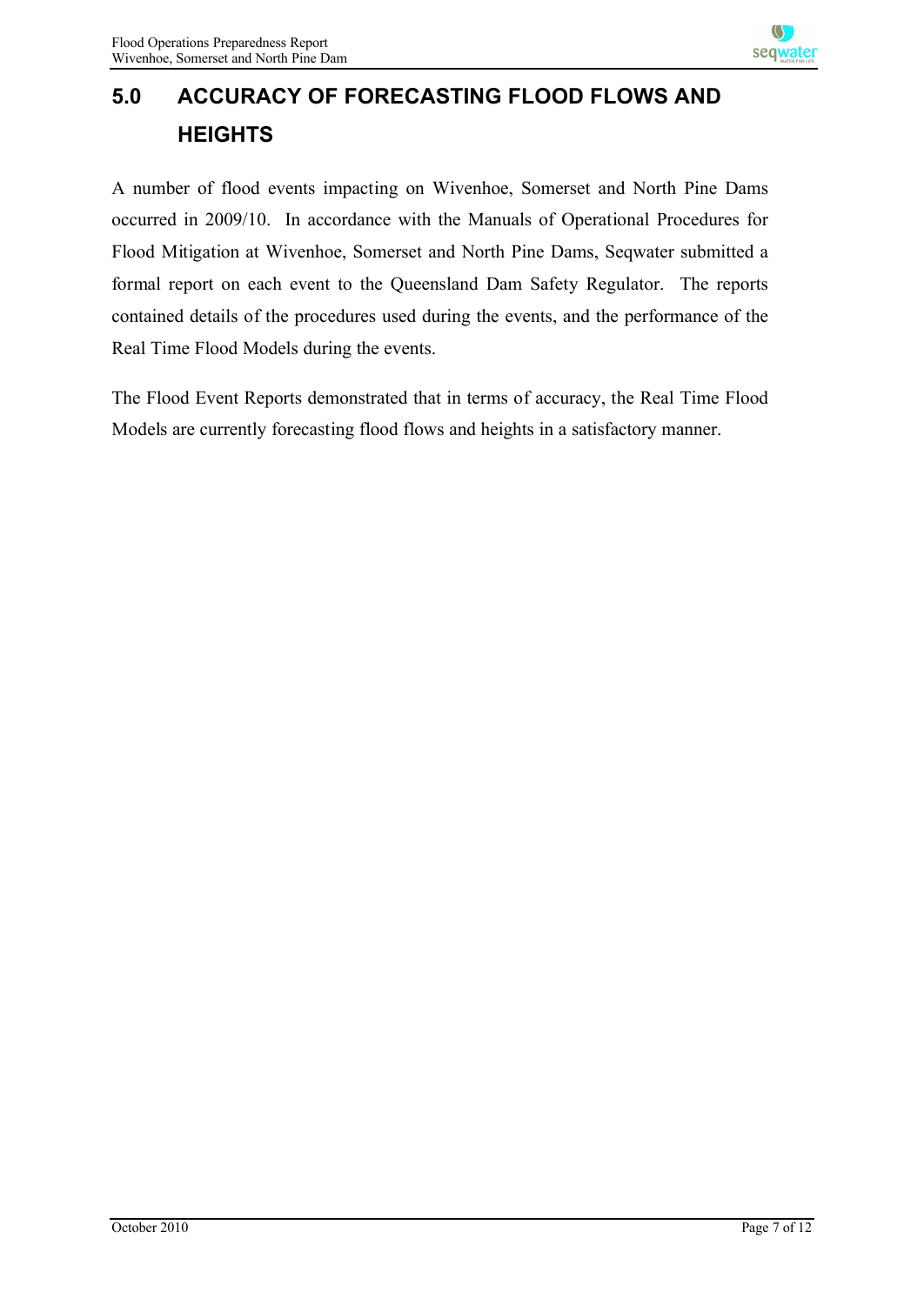# 5.0 ACCURACY OF FORECASTING FLOOD FLOWS AND HEIGHTS

A number of flood events impacting on Wivenhoe, Somerset and North Pine Dams occurred in 2009/10. In accordance with the Manuals of Operational Procedures for Flood Mitigation at Wivenhoe, Somerset and North Pine Dams, Seqwater submitted a formal report on each event to the Queensland Dam Safety Regulator. The reports contained details of the procedures used during the events, and the performance of the Real Time Flood Models during the events.

The Flood Event Reports demonstrated that in terms of accuracy, the Real Time Flood Models are currently forecasting flood flows and heights in a satisfactory manner.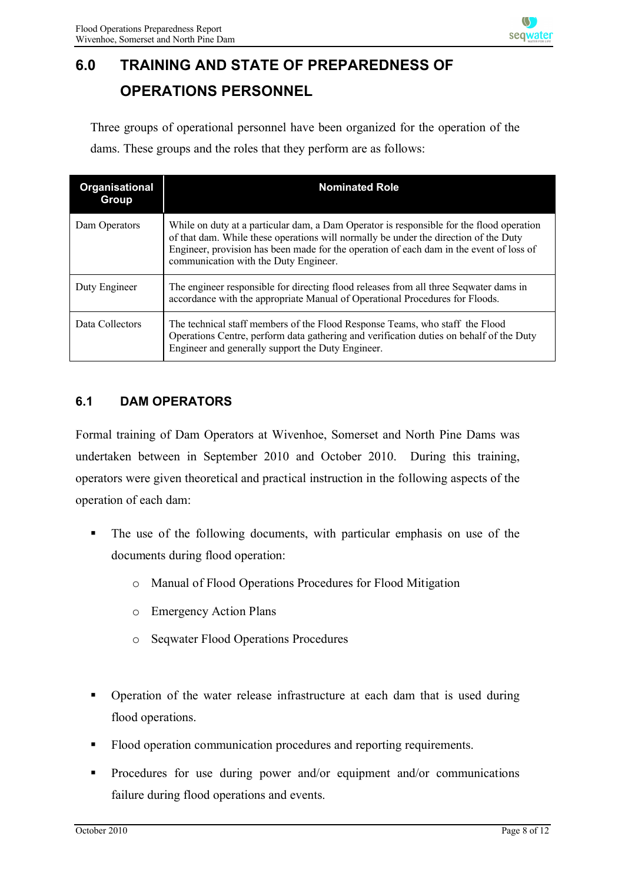# 6.0 TRAINING AND STATE OF PREPAREDNESS OF OPERATIONS PERSONNEL

Three groups of operational personnel have been organized for the operation of the dams. These groups and the roles that they perform are as follows:

| Organisational Group | Nominated Role |
|---|---|
| Dam Operators | While on duty at a particular dam, a Dam Operator is responsible for the flood operation of that dam. While these operations will normally be under the direction of the Duty Engineer, provision has been made for the operation of each dam in the event of loss of communication with the Duty Engineer. |
| Duty Engineer | The engineer responsible for directing flood releases from all three Seqwater dams in accordance with the appropriate Manual of Operational Procedures for Floods. |
| Data Collectors | The technical staff members of the Flood Response Teams, who staff the Flood Operations Centre, perform data gathering and verification duties on behalf of the Duty Engineer and generally support the Duty Engineer. |

## 6.1 DAM OPERATORS

Formal training of Dam Operators at Wivenhoe, Somerset and North Pine Dams was undertaken between in September 2010 and October 2010. During this training, operators were given theoretical and practical instruction in the following aspects of the operation of each dam:

- The use of the following documents, with particular emphasis on use of the documents during flood operation:
  - Manual of Flood Operations Procedures for Flood Mitigation
  - Emergency Action Plans
  - Seqwater Flood Operations Procedures
- Operation of the water release infrastructure at each dam that is used during flood operations.
- Flood operation communication procedures and reporting requirements.
- Procedures for use during power and/or equipment and/or communications failure during flood operations and events.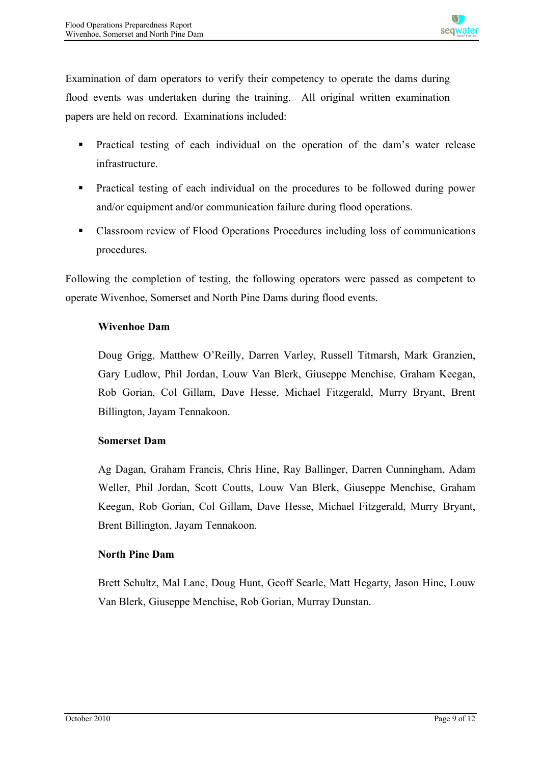Examination of dam operators to verify their competency to operate the dams during flood events was undertaken during the training. All original written examination papers are held on record. Examinations included:

- Practical testing of each individual on the operation of the dam's water release infrastructure.
- Practical testing of each individual on the procedures to be followed during power and/or equipment and/or communication failure during flood operations.
- Classroom review of Flood Operations Procedures including loss of communications procedures.

Following the completion of testing, the following operators were passed as competent to operate Wivenhoe, Somerset and North Pine Dams during flood events.

**Wivenhoe Dam**

Doug Grigg, Matthew O'Reilly, Darren Varley, Russell Titmarsh, Mark Granzien, Gary Ludlow, Phil Jordan, Louw Van Blerk, Giuseppe Menchise, Graham Keegan, Rob Gorian, Col Gillam, Dave Hesse, Michael Fitzgerald, Murry Bryant, Brent Billington, Jayam Tennakoon.

**Somerset Dam**

Ag Dagan, Graham Francis, Chris Hine, Ray Ballinger, Darren Cunningham, Adam Weller, Phil Jordan, Scott Coutts, Louw Van Blerk, Giuseppe Menchise, Graham Keegan, Rob Gorian, Col Gillam, Dave Hesse, Michael Fitzgerald, Murry Bryant, Brent Billington, Jayam Tennakoon.

**North Pine Dam**

Brett Schultz, Mal Lane, Doug Hunt, Geoff Searle, Matt Hegarty, Jason Hine, Louw Van Blerk, Giuseppe Menchise, Rob Gorian, Murray Dunstan.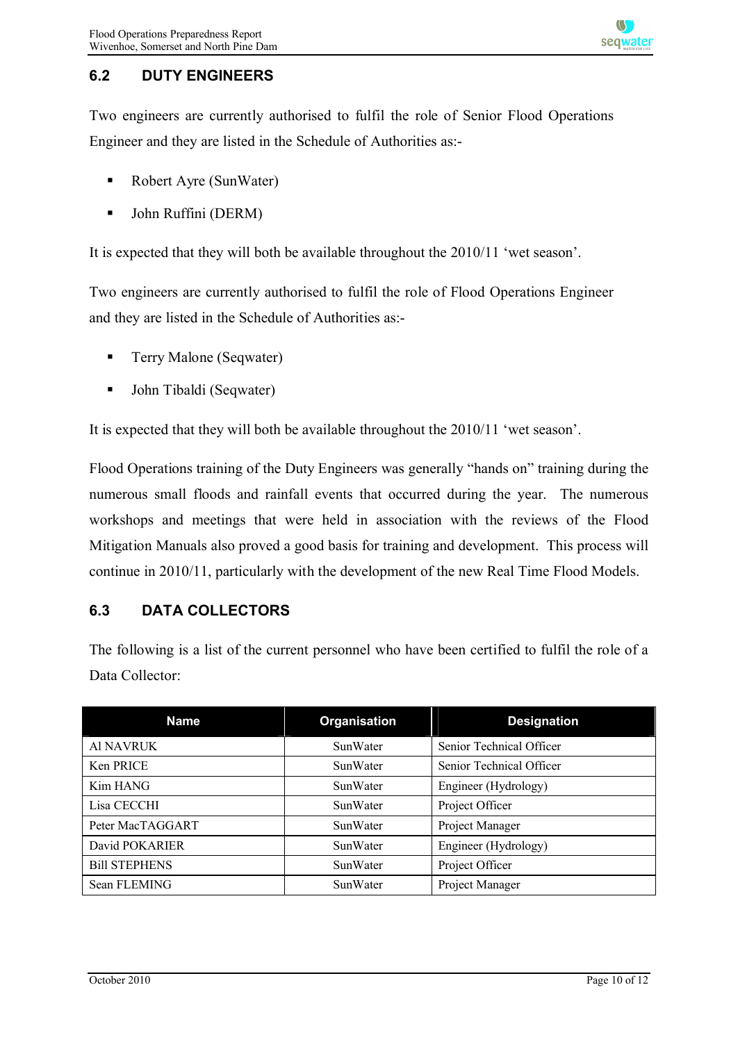## 6.2 DUTY ENGINEERS

Two engineers are currently authorised to fulfil the role of Senior Flood Operations Engineer and they are listed in the Schedule of Authorities as:-

- Robert Ayre (SunWater)
- John Ruffini (DERM)

It is expected that they will both be available throughout the 2010/11 'wet season'.

Two engineers are currently authorised to fulfil the role of Flood Operations Engineer and they are listed in the Schedule of Authorities as:-

- Terry Malone (Seqwater)
- John Tibaldi (Seqwater)

It is expected that they will both be available throughout the 2010/11 'wet season'.

Flood Operations training of the Duty Engineers was generally "hands on" training during the numerous small floods and rainfall events that occurred during the year. The numerous workshops and meetings that were held in association with the reviews of the Flood Mitigation Manuals also proved a good basis for training and development. This process will continue in 2010/11, particularly with the development of the new Real Time Flood Models.

## 6.3 DATA COLLECTORS

The following is a list of the current personnel who have been certified to fulfil the role of a Data Collector:

| Name | Organisation | Designation |
|---|---|---|
| Al NAVRUK | SunWater | Senior Technical Officer |
| Ken PRICE | SunWater | Senior Technical Officer |
| Kim HANG | SunWater | Engineer (Hydrology) |
| Lisa CECCHI | SunWater | Project Officer |
| Peter MacTAGGART | SunWater | Project Manager |
| David POKARIER | SunWater | Engineer (Hydrology) |
| Bill STEPHENS | SunWater | Project Officer |
| Sean FLEMING | SunWater | Project Manager |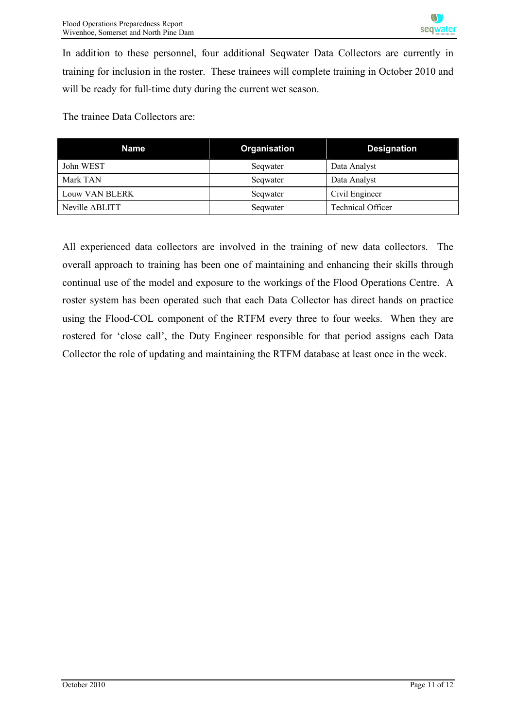In addition to these personnel, four additional Seqwater Data Collectors are currently in training for inclusion in the roster. These trainees will complete training in October 2010 and will be ready for full-time duty during the current wet season.

The trainee Data Collectors are:

| Name | Organisation | Designation |
|---|---|---|
| John WEST | Seqwater | Data Analyst |
| Mark TAN | Seqwater | Data Analyst |
| Louw VAN BLERK | Seqwater | Civil Engineer |
| Neville ABLITT | Seqwater | Technical Officer |

All experienced data collectors are involved in the training of new data collectors. The overall approach to training has been one of maintaining and enhancing their skills through continual use of the model and exposure to the workings of the Flood Operations Centre. A roster system has been operated such that each Data Collector has direct hands on practice using the Flood-COL component of the RTFM every three to four weeks. When they are rostered for 'close call', the Duty Engineer responsible for that period assigns each Data Collector the role of updating and maintaining the RTFM database at least once in the week.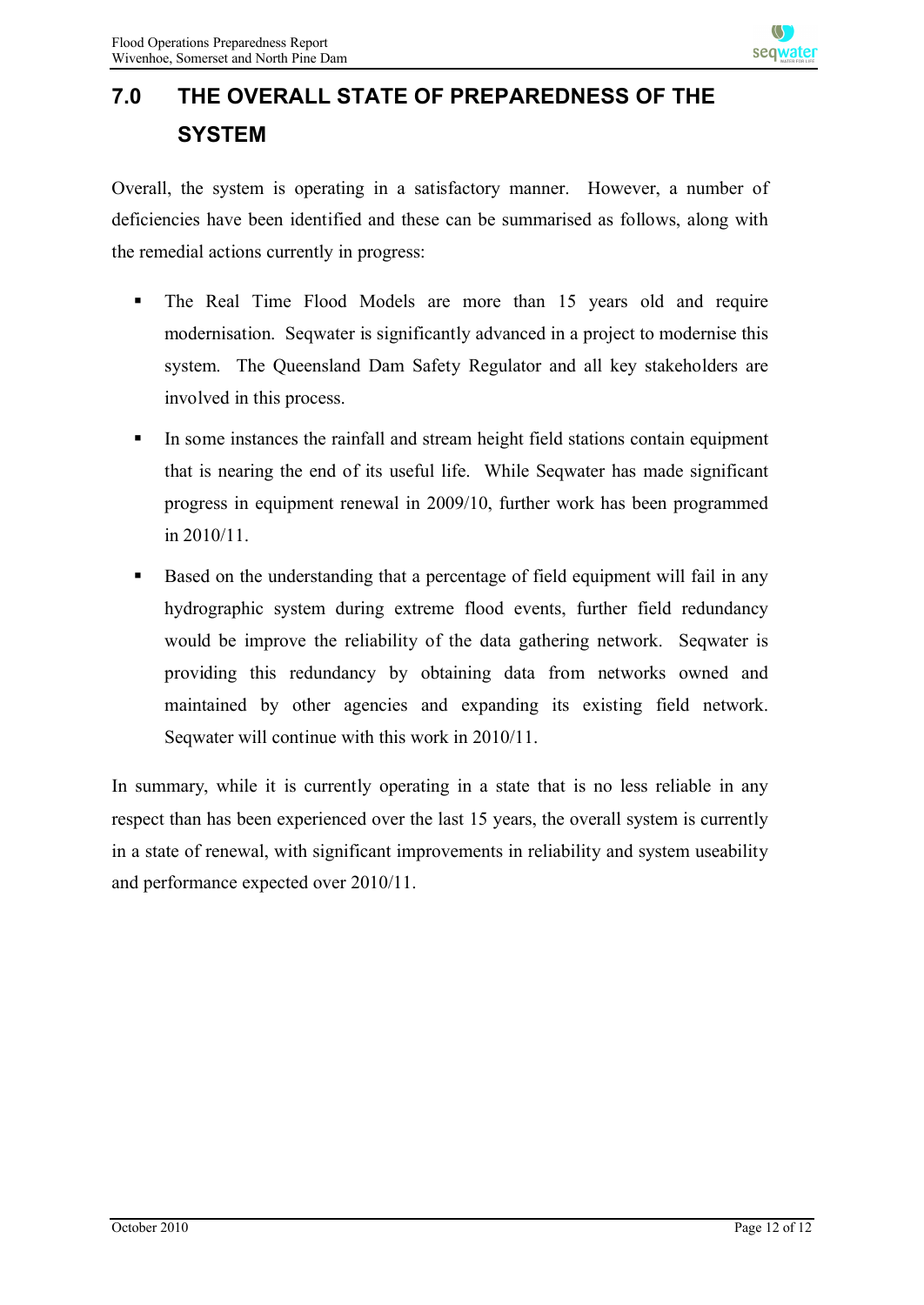# 7.0 THE OVERALL STATE OF PREPAREDNESS OF THE SYSTEM

Overall, the system is operating in a satisfactory manner. However, a number of deficiencies have been identified and these can be summarised as follows, along with the remedial actions currently in progress:

- The Real Time Flood Models are more than 15 years old and require modernisation. Seqwater is significantly advanced in a project to modernise this system. The Queensland Dam Safety Regulator and all key stakeholders are involved in this process.
- In some instances the rainfall and stream height field stations contain equipment that is nearing the end of its useful life. While Seqwater has made significant progress in equipment renewal in 2009/10, further work has been programmed in 2010/11.
- Based on the understanding that a percentage of field equipment will fail in any hydrographic system during extreme flood events, further field redundancy would be improve the reliability of the data gathering network. Seqwater is providing this redundancy by obtaining data from networks owned and maintained by other agencies and expanding its existing field network. Seqwater will continue with this work in 2010/11.

In summary, while it is currently operating in a state that is no less reliable in any respect than has been experienced over the last 15 years, the overall system is currently in a state of renewal, with significant improvements in reliability and system useability and performance expected over 2010/11.